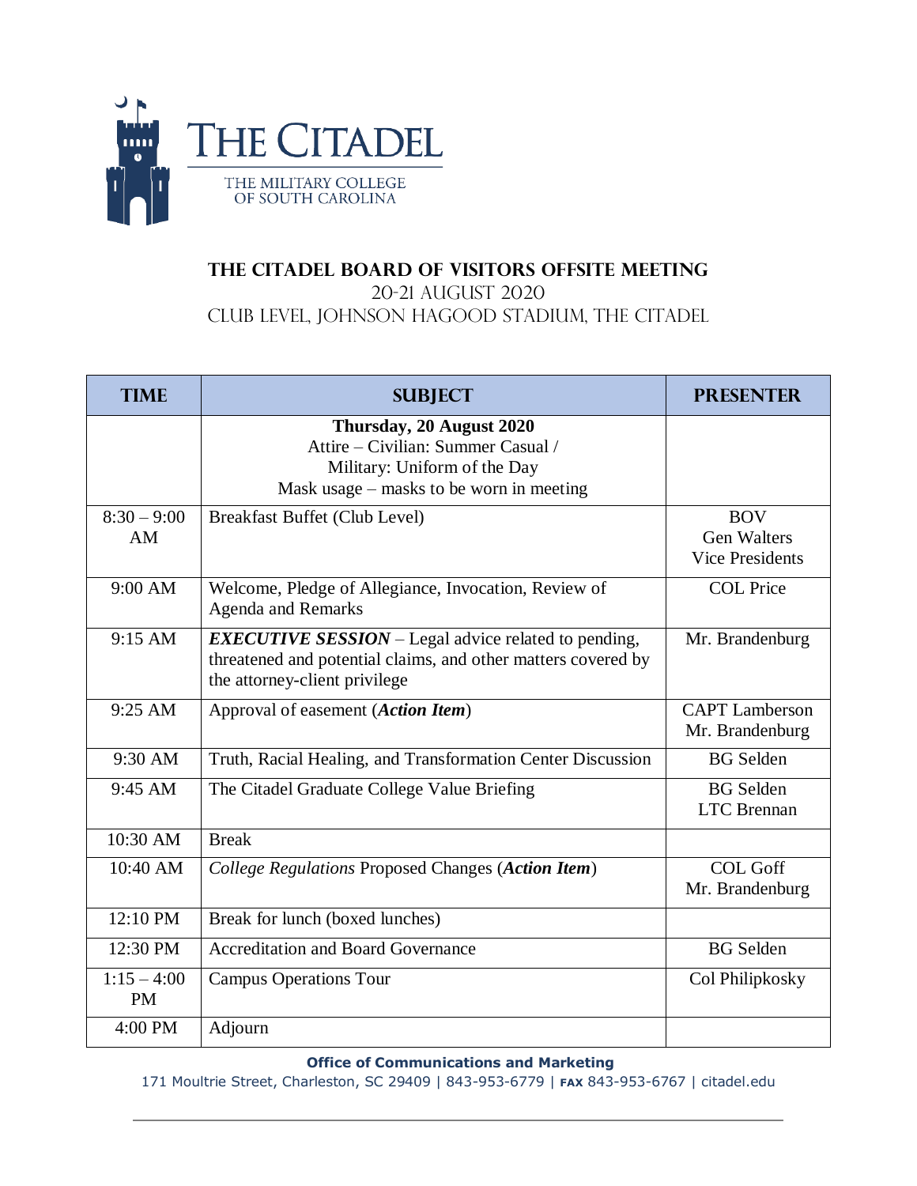THE CITADEL

THE MILITARY COLLEGE OF SOUTH CAROLINA

# The Citadel Board of Visitors Offsite Meeting

20-21 August 2020

Club Level, Johnson Hagood Stadium, The Citadel

| TIME | SUBJECT | PRESENTER |
|---|---|---|
| | **Thursday, 20 August 2020**<br>Attire – Civilian: Summer Casual /<br>Military: Uniform of the Day<br>Mask usage – masks to be worn in meeting | |
| 8:30 – 9:00 AM | Breakfast Buffet (Club Level) | BOV<br>Gen Walters<br>Vice Presidents |
| 9:00 AM | Welcome, Pledge of Allegiance, Invocation, Review of Agenda and Remarks | COL Price |
| 9:15 AM | ***EXECUTIVE SESSION*** – Legal advice related to pending, threatened and potential claims, and other matters covered by the attorney-client privilege | Mr. Brandenburg |
| 9:25 AM | Approval of easement (***Action Item***) | CAPT Lamberson<br>Mr. Brandenburg |
| 9:30 AM | Truth, Racial Healing, and Transformation Center Discussion | BG Selden |
| 9:45 AM | The Citadel Graduate College Value Briefing | BG Selden<br>LTC Brennan |
| 10:30 AM | Break | |
| 10:40 AM | *College Regulations* Proposed Changes (***Action Item***) | COL Goff<br>Mr. Brandenburg |
| 12:10 PM | Break for lunch (boxed lunches) | |
| 12:30 PM | Accreditation and Board Governance | BG Selden |
| 1:15 – 4:00 PM | Campus Operations Tour | Col Philipkosky |
| 4:00 PM | Adjourn | |

**Office of Communications and Marketing**

171 Moultrie Street, Charleston, SC 29409 | 843-953-6779 | **FAX** 843-953-6767 | citadel.edu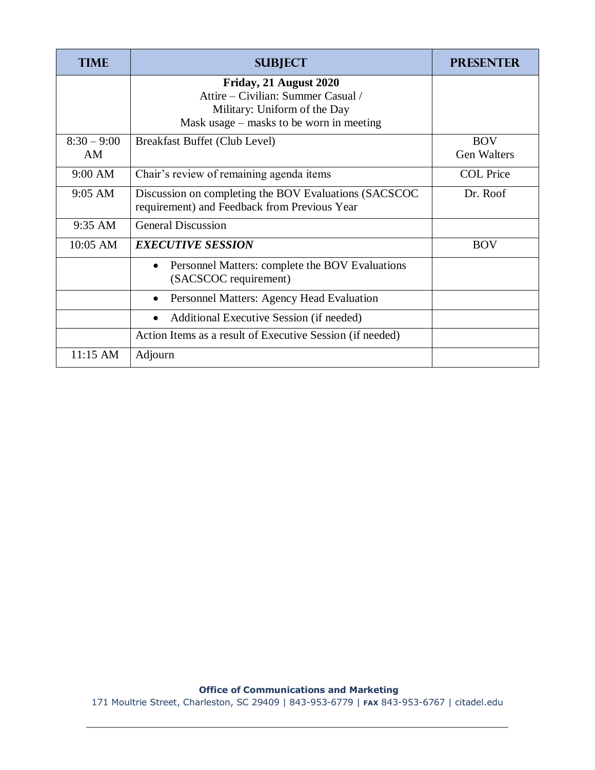| TIME | SUBJECT | PRESENTER |
| --- | --- | --- |
| | **Friday, 21 August 2020**<br>Attire – Civilian: Summer Casual /<br>Military: Uniform of the Day<br>Mask usage – masks to be worn in meeting | |
| 8:30 – 9:00 AM | Breakfast Buffet (Club Level) | BOV<br>Gen Walters |
| 9:00 AM | Chair's review of remaining agenda items | COL Price |
| 9:05 AM | Discussion on completing the BOV Evaluations (SACSCOC requirement) and Feedback from Previous Year | Dr. Roof |
| 9:35 AM | General Discussion | |
| 10:05 AM | ***EXECUTIVE SESSION*** | BOV |
| | • Personnel Matters: complete the BOV Evaluations (SACSCOC requirement) | |
| | • Personnel Matters: Agency Head Evaluation | |
| | • Additional Executive Session (if needed) | |
| | Action Items as a result of Executive Session (if needed) | |
| 11:15 AM | Adjourn | |

**Office of Communications and Marketing**
171 Moultrie Street, Charleston, SC 29409 | 843-953-6779 | FAX 843-953-6767 | citadel.edu